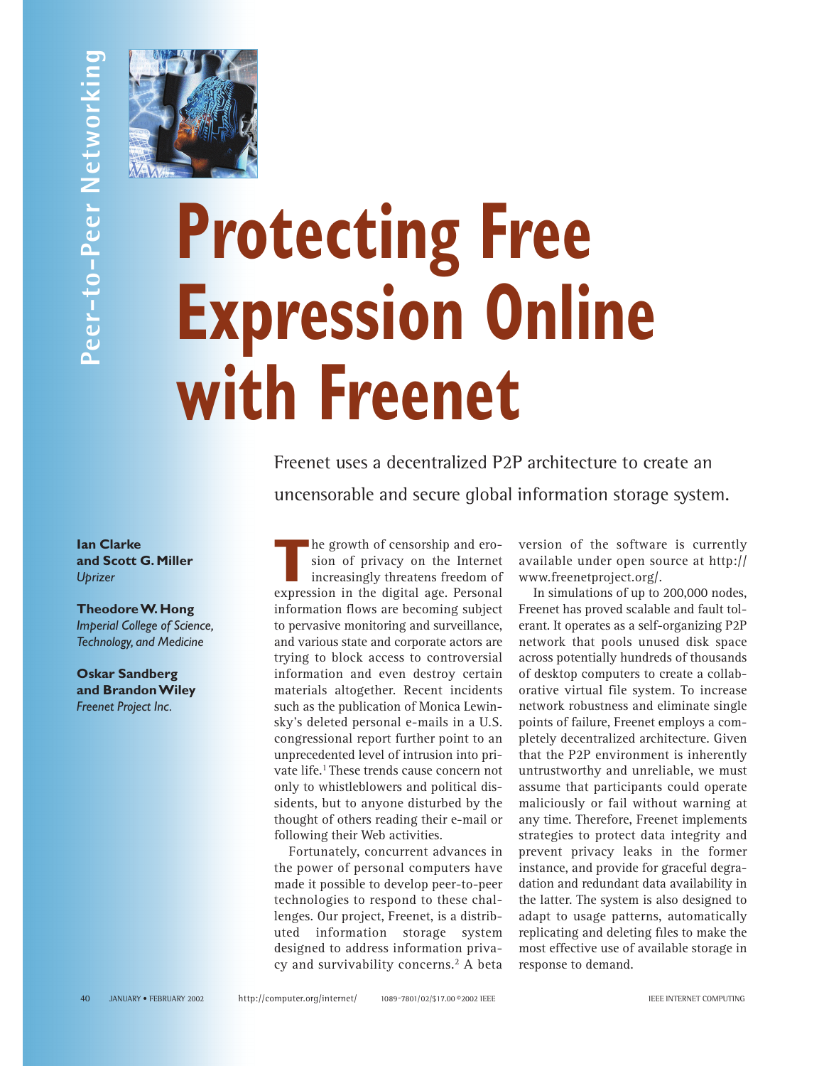# Protecting Free Expression Online with Freenet

Freenet uses a decentralized P2P architecture to create an uncensorable and secure global information storage system.

**Ian Clarke and Scott G. Miller**
*Uprizer*

**Theodore W. Hong**
*Imperial College of Science, Technology, and Medicine*

**Oskar Sandberg and Brandon Wiley**
*Freenet Project Inc.*

The growth of censorship and erosion of privacy on the Internet increasingly threatens freedom of expression in the digital age. Personal information flows are becoming subject to pervasive monitoring and surveillance, and various state and corporate actors are trying to block access to controversial information and even destroy certain materials altogether. Recent incidents such as the publication of Monica Lewinsky's deleted personal e-mails in a U.S. congressional report further point to an unprecedented level of intrusion into private life.[1] These trends cause concern not only to whistleblowers and political dissidents, but to anyone disturbed by the thought of others reading their e-mail or following their Web activities.

Fortunately, concurrent advances in the power of personal computers have made it possible to develop peer-to-peer technologies to respond to these challenges. Our project, Freenet, is a distributed information storage system designed to address information privacy and survivability concerns.[2] A beta version of the software is currently available under open source at http://www.freenetproject.org/.

In simulations of up to 200,000 nodes, Freenet has proved scalable and fault tolerant. It operates as a self-organizing P2P network that pools unused disk space across potentially hundreds of thousands of desktop computers to create a collaborative virtual file system. To increase network robustness and eliminate single points of failure, Freenet employs a completely decentralized architecture. Given that the P2P environment is inherently untrustworthy and unreliable, we must assume that participants could operate maliciously or fail without warning at any time. Therefore, Freenet implements strategies to protect data integrity and prevent privacy leaks in the former instance, and provide for graceful degradation and redundant data availability in the latter. The system is also designed to adapt to usage patterns, automatically replicating and deleting files to make the most effective use of available storage in response to demand.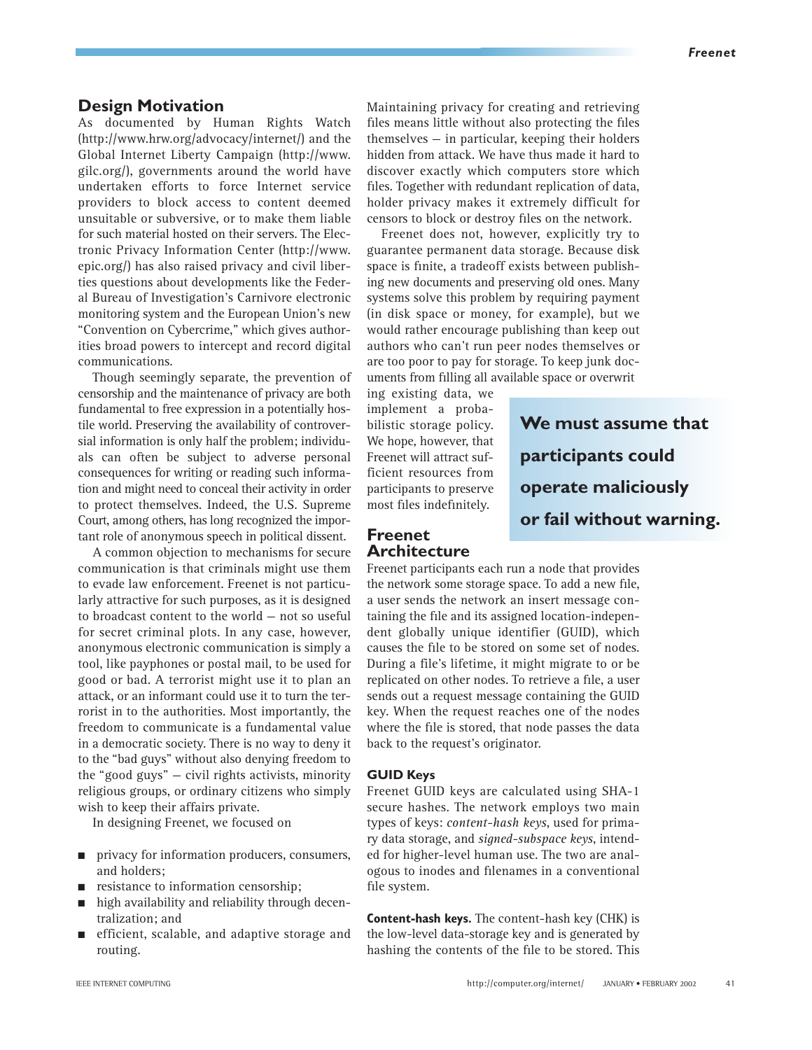## Design Motivation

As documented by Human Rights Watch (http://www.hrw.org/advocacy/internet/) and the Global Internet Liberty Campaign (http://www.gilc.org/), governments around the world have undertaken efforts to force Internet service providers to block access to content deemed unsuitable or subversive, or to make them liable for such material hosted on their servers. The Electronic Privacy Information Center (http://www.epic.org/) has also raised privacy and civil liberties questions about developments like the Federal Bureau of Investigation's Carnivore electronic monitoring system and the European Union's new "Convention on Cybercrime," which gives authorities broad powers to intercept and record digital communications.

Though seemingly separate, the prevention of censorship and the maintenance of privacy are both fundamental to free expression in a potentially hostile world. Preserving the availability of controversial information is only half the problem; individuals can often be subject to adverse personal consequences for writing or reading such information and might need to conceal their activity in order to protect themselves. Indeed, the U.S. Supreme Court, among others, has long recognized the important role of anonymous speech in political dissent.

A common objection to mechanisms for secure communication is that criminals might use them to evade law enforcement. Freenet is not particularly attractive for such purposes, as it is designed to broadcast content to the world — not so useful for secret criminal plots. In any case, however, anonymous electronic communication is simply a tool, like payphones or postal mail, to be used for good or bad. A terrorist might use it to plan an attack, or an informant could use it to turn the terrorist in to the authorities. Most importantly, the freedom to communicate is a fundamental value in a democratic society. There is no way to deny it to the "bad guys" without also denying freedom to the "good guys" — civil rights activists, minority religious groups, or ordinary citizens who simply wish to keep their affairs private.

In designing Freenet, we focused on

- privacy for information producers, consumers, and holders;
- resistance to information censorship;
- high availability and reliability through decentralization; and
- efficient, scalable, and adaptive storage and routing.

Maintaining privacy for creating and retrieving files means little without also protecting the files themselves — in particular, keeping their holders hidden from attack. We have thus made it hard to discover exactly which computers store which files. Together with redundant replication of data, holder privacy makes it extremely difficult for censors to block or destroy files on the network.

Freenet does not, however, explicitly try to guarantee permanent data storage. Because disk space is finite, a tradeoff exists between publishing new documents and preserving old ones. Many systems solve this problem by requiring payment (in disk space or money, for example), but we would rather encourage publishing than keep out authors who can't run peer nodes themselves or are too poor to pay for storage. To keep junk documents from filling all available space or overwriting existing data, we implement a probabilistic storage policy. We hope, however, that Freenet will attract sufficient resources from participants to preserve most files indefinitely.

**We must assume that participants could operate maliciously or fail without warning.**

## Freenet Architecture

Freenet participants each run a node that provides the network some storage space. To add a new file, a user sends the network an insert message containing the file and its assigned location-independent globally unique identifier (GUID), which causes the file to be stored on some set of nodes. During a file's lifetime, it might migrate to or be replicated on other nodes. To retrieve a file, a user sends out a request message containing the GUID key. When the request reaches one of the nodes where the file is stored, that node passes the data back to the request's originator.

### GUID Keys

Freenet GUID keys are calculated using SHA-1 secure hashes. The network employs two main types of keys: *content-hash keys*, used for primary data storage, and *signed-subspace keys*, intended for higher-level human use. The two are analogous to inodes and filenames in a conventional file system.

**Content-hash keys.** The content-hash key (CHK) is the low-level data-storage key and is generated by hashing the contents of the file to be stored. This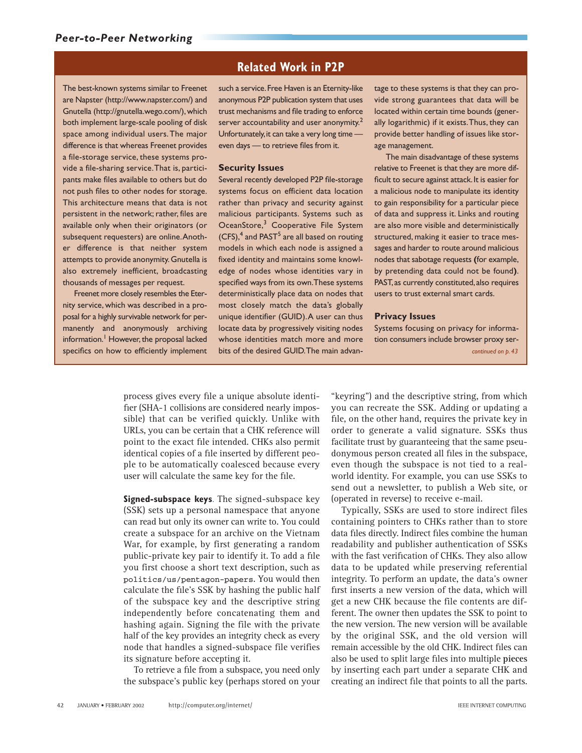## Related Work in P2P

The best-known systems similar to Freenet are Napster (http://www.napster.com/) and Gnutella (http://gnutella.wego.com/), which both implement large-scale pooling of disk space among individual users. The major difference is that whereas Freenet provides a file-storage service, these systems provide a file-sharing service. That is, participants make files available to others but do not push files to other nodes for storage. This architecture means that data is not persistent in the network; rather, files are available only when their originators (or subsequent requesters) are online. Another difference is that neither system attempts to provide anonymity. Gnutella is also extremely inefficient, broadcasting thousands of messages per request.

Freenet more closely resembles the Eternity service, which was described in a proposal for a highly survivable network for permanently and anonymously archiving information.[1] However, the proposal lacked specifics on how to efficiently implement such a service. Free Haven is an Eternity-like anonymous P2P publication system that uses trust mechanisms and file trading to enforce server accountability and user anonymity.[2] Unfortunately, it can take a very long time — even days — to retrieve files from it.

### Security Issues

Several recently developed P2P file-storage systems focus on efficient data location rather than privacy and security against malicious participants. Systems such as OceanStore,[3] Cooperative File System (CFS),[4] and PAST[5] are all based on routing models in which each node is assigned a fixed identity and maintains some knowledge of nodes whose identities vary in specified ways from its own. These systems deterministically place data on nodes that most closely match the data's globally unique identifier (GUID). A user can thus locate data by progressively visiting nodes whose identities match more and more bits of the desired GUID. The main advantage to these systems is that they can provide strong guarantees that data will be located within certain time bounds (generally logarithmic) if it exists. Thus, they can provide better handling of issues like storage management.

The main disadvantage of these systems relative to Freenet is that they are more difficult to secure against attack. It is easier for a malicious node to manipulate its identity to gain responsibility for a particular piece of data and suppress it. Links and routing are also more visible and deterministically structured, making it easier to trace messages and harder to route around malicious nodes that sabotage requests (for example, by pretending data could not be found). PAST, as currently constituted, also requires users to trust external smart cards.

### Privacy Issues

Systems focusing on privacy for information consumers include browser proxy ser-

*continued on p. 43*

process gives every file a unique absolute identifier (SHA-1 collisions are considered nearly impossible) that can be verified quickly. Unlike with URLs, you can be certain that a CHK reference will point to the exact file intended. CHKs also permit identical copies of a file inserted by different people to be automatically coalesced because every user will calculate the same key for the file.

**Signed-subspace keys**. The signed-subspace key (SSK) sets up a personal namespace that anyone can read but only its owner can write to. You could create a subspace for an archive on the Vietnam War, for example, by first generating a random public-private key pair to identify it. To add a file you first choose a short text description, such as `politics/us/pentagon-papers`. You would then calculate the file's SSK by hashing the public half of the subspace key and the descriptive string independently before concatenating them and hashing again. Signing the file with the private half of the key provides an integrity check as every node that handles a signed-subspace file verifies its signature before accepting it.

To retrieve a file from a subspace, you need only the subspace's public key (perhaps stored on your "keyring") and the descriptive string, from which you can recreate the SSK. Adding or updating a file, on the other hand, requires the private key in order to generate a valid signature. SSKs thus facilitate trust by guaranteeing that the same pseudonymous person created all files in the subspace, even though the subspace is not tied to a real-world identity. For example, you can use SSKs to send out a newsletter, to publish a Web site, or (operated in reverse) to receive e-mail.

Typically, SSKs are used to store indirect files containing pointers to CHKs rather than to store data files directly. Indirect files combine the human readability and publisher authentication of SSKs with the fast verification of CHKs. They also allow data to be updated while preserving referential integrity. To perform an update, the data's owner first inserts a new version of the data, which will get a new CHK because the file contents are different. The owner then updates the SSK to point to the new version. The new version will be available by the original SSK, and the old version will remain accessible by the old CHK. Indirect files can also be used to split large files into multiple pieces by inserting each part under a separate CHK and creating an indirect file that points to all the parts.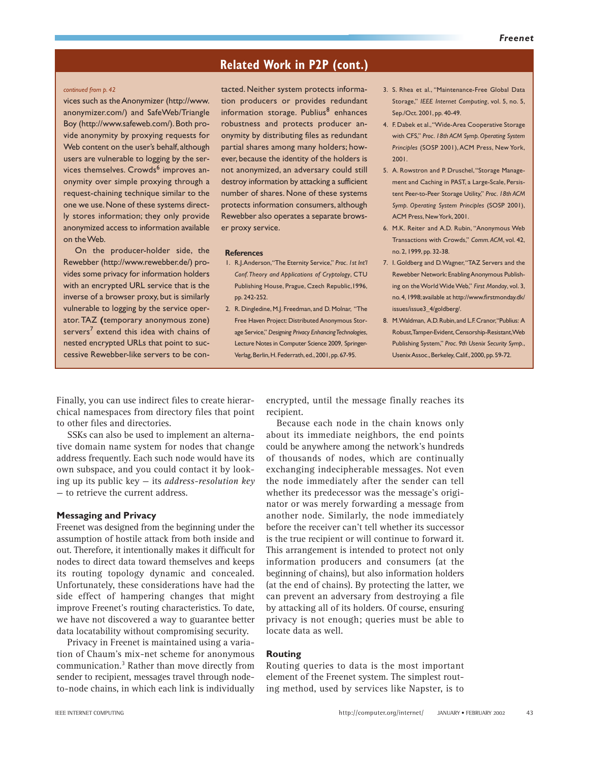## Related Work in P2P (cont.)

*continued from p. 42*

vices such as the Anonymizer (http://www.anonymizer.com/) and SafeWeb/Triangle Boy (http://www.safeweb.com/). Both provide anonymity by proxying requests for Web content on the user's behalf, although users are vulnerable to logging by the services themselves. Crowds[6] improves anonymity over simple proxying through a request-chaining technique similar to the one we use. None of these systems directly stores information; they only provide anonymized access to information available on the Web.

On the producer-holder side, the Rewebber (http://www.rewebber.de/) provides some privacy for information holders with an encrypted URL service that is the inverse of a browser proxy, but is similarly vulnerable to logging by the service operator. TAZ (temporary anonymous zone) servers[7] extend this idea with chains of nested encrypted URLs that point to successive Rewebber-like servers to be contacted. Neither system protects information producers or provides redundant information storage. Publius[8] enhances robustness and protects producer anonymity by distributing files as redundant partial shares among many holders; however, because the identity of the holders is not anonymized, an adversary could still destroy information by attacking a sufficient number of shares. None of these systems protects information consumers, although Rewebber also operates a separate browser proxy service.

### References

1. R.J. Anderson, "The Eternity Service," *Proc. 1st Int'l Conf. Theory and Applications of Cryptology*, CTU Publishing House, Prague, Czech Republic, 1996, pp. 242-252.
2. R. Dingledine, M.J. Freedman, and D. Molnar, "The Free Haven Project: Distributed Anonymous Storage Service," *Designing Privacy Enhancing Technologies*, Lecture Notes in Computer Science 2009, Springer-Verlag, Berlin, H. Federrath, ed., 2001, pp. 67-95.
3. S. Rhea et al., "Maintenance-Free Global Data Storage," *IEEE Internet Computing*, vol. 5, no. 5, Sep./Oct. 2001, pp. 40-49.
4. F. Dabek et al., "Wide-Area Cooperative Storage with CFS," *Proc. 18th ACM Symp. Operating System Principles* (SOSP 2001), ACM Press, New York, 2001.
5. A. Rowstron and P. Druschel, "Storage Management and Caching in PAST, a Large-Scale, Persistent Peer-to-Peer Storage Utility," *Proc. 18th ACM Symp. Operating System Principles* (SOSP 2001), ACM Press, New York, 2001.
6. M.K. Reiter and A.D. Rubin, "Anonymous Web Transactions with Crowds," *Comm. ACM*, vol. 42, no. 2, 1999, pp. 32-38.
7. I. Goldberg and D. Wagner, "TAZ Servers and the Rewebber Network: Enabling Anonymous Publishing on the World Wide Web," *First Monday*, vol. 3, no. 4, 1998; available at http://www.firstmonday.dk/issues/issue3_4/goldberg/.
8. M. Waldman, A.D. Rubin, and L.F. Cranor, "Publius: A Robust, Tamper-Evident, Censorship-Resistant, Web Publishing System," *Proc. 9th Usenix Security Symp.*, Usenix Assoc., Berkeley, Calif., 2000, pp. 59-72.

---

Finally, you can use indirect files to create hierarchical namespaces from directory files that point to other files and directories.

SSKs can also be used to implement an alternative domain name system for nodes that change address frequently. Each such node would have its own subspace, and you could contact it by looking up its public key — its *address-resolution key* — to retrieve the current address.

### Messaging and Privacy

Freenet was designed from the beginning under the assumption of hostile attack from both inside and out. Therefore, it intentionally makes it difficult for nodes to direct data toward themselves and keeps its routing topology dynamic and concealed. Unfortunately, these considerations have had the side effect of hampering changes that might improve Freenet's routing characteristics. To date, we have not discovered a way to guarantee better data locatability without compromising security.

Privacy in Freenet is maintained using a variation of Chaum's mix-net scheme for anonymous communication.[3] Rather than move directly from sender to recipient, messages travel through node-to-node chains, in which each link is individually encrypted, until the message finally reaches its recipient.

Because each node in the chain knows only about its immediate neighbors, the end points could be anywhere among the network's hundreds of thousands of nodes, which are continually exchanging indecipherable messages. Not even the node immediately after the sender can tell whether its predecessor was the message's originator or was merely forwarding a message from another node. Similarly, the node immediately before the receiver can't tell whether its successor is the true recipient or will continue to forward it. This arrangement is intended to protect not only information producers and consumers (at the beginning of chains), but also information holders (at the end of chains). By protecting the latter, we can prevent an adversary from destroying a file by attacking all of its holders. Of course, ensuring privacy is not enough; queries must be able to locate data as well.

### Routing

Routing queries to data is the most important element of the Freenet system. The simplest routing method, used by services like Napster, is to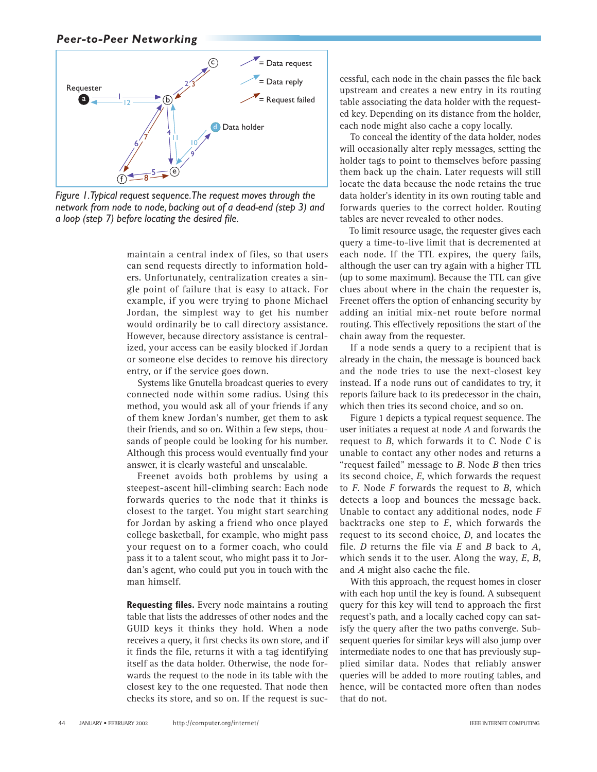*Figure 1. Typical request sequence. The request moves through the network from node to node, backing out of a dead-end (step 3) and a loop (step 7) before locating the desired file.*

maintain a central index of files, so that users can send requests directly to information holders. Unfortunately, centralization creates a single point of failure that is easy to attack. For example, if you were trying to phone Michael Jordan, the simplest way to get his number would ordinarily be to call directory assistance. However, because directory assistance is centralized, your access can be easily blocked if Jordan or someone else decides to remove his directory entry, or if the service goes down.

Systems like Gnutella broadcast queries to every connected node within some radius. Using this method, you would ask all of your friends if any of them knew Jordan's number, get them to ask their friends, and so on. Within a few steps, thousands of people could be looking for his number. Although this process would eventually find your answer, it is clearly wasteful and unscalable.

Freenet avoids both problems by using a steepest-ascent hill-climbing search: Each node forwards queries to the node that it thinks is closest to the target. You might start searching for Jordan by asking a friend who once played college basketball, for example, who might pass your request on to a former coach, who could pass it to a talent scout, who might pass it to Jordan's agent, who could put you in touch with the man himself.

**Requesting files.** Every node maintains a routing table that lists the addresses of other nodes and the GUID keys it thinks they hold. When a node receives a query, it first checks its own store, and if it finds the file, returns it with a tag identifying itself as the data holder. Otherwise, the node forwards the request to the node in its table with the closest key to the one requested. That node then checks its store, and so on. If the request is successful, each node in the chain passes the file back upstream and creates a new entry in its routing table associating the data holder with the requested key. Depending on its distance from the holder, each node might also cache a copy locally.

To conceal the identity of the data holder, nodes will occasionally alter reply messages, setting the holder tags to point to themselves before passing them back up the chain. Later requests will still locate the data because the node retains the true data holder's identity in its own routing table and forwards queries to the correct holder. Routing tables are never revealed to other nodes.

To limit resource usage, the requester gives each query a time-to-live limit that is decremented at each node. If the TTL expires, the query fails, although the user can try again with a higher TTL (up to some maximum). Because the TTL can give clues about where in the chain the requester is, Freenet offers the option of enhancing security by adding an initial mix-net route before normal routing. This effectively repositions the start of the chain away from the requester.

If a node sends a query to a recipient that is already in the chain, the message is bounced back and the node tries to use the next-closest key instead. If a node runs out of candidates to try, it reports failure back to its predecessor in the chain, which then tries its second choice, and so on.

Figure 1 depicts a typical request sequence. The user initiates a request at node *A* and forwards the request to *B*, which forwards it to *C*. Node *C* is unable to contact any other nodes and returns a "request failed" message to *B*. Node *B* then tries its second choice, *E*, which forwards the request to *F*. Node *F* forwards the request to *B*, which detects a loop and bounces the message back. Unable to contact any additional nodes, node *F* backtracks one step to *E*, which forwards the request to its second choice, *D*, and locates the file. *D* returns the file via *E* and *B* back to *A*, which sends it to the user. Along the way, *E*, *B*, and *A* might also cache the file.

With this approach, the request homes in closer with each hop until the key is found. A subsequent query for this key will tend to approach the first request's path, and a locally cached copy can satisfy the query after the two paths converge. Subsequent queries for similar keys will also jump over intermediate nodes to one that has previously supplied similar data. Nodes that reliably answer queries will be added to more routing tables, and hence, will be contacted more often than nodes that do not.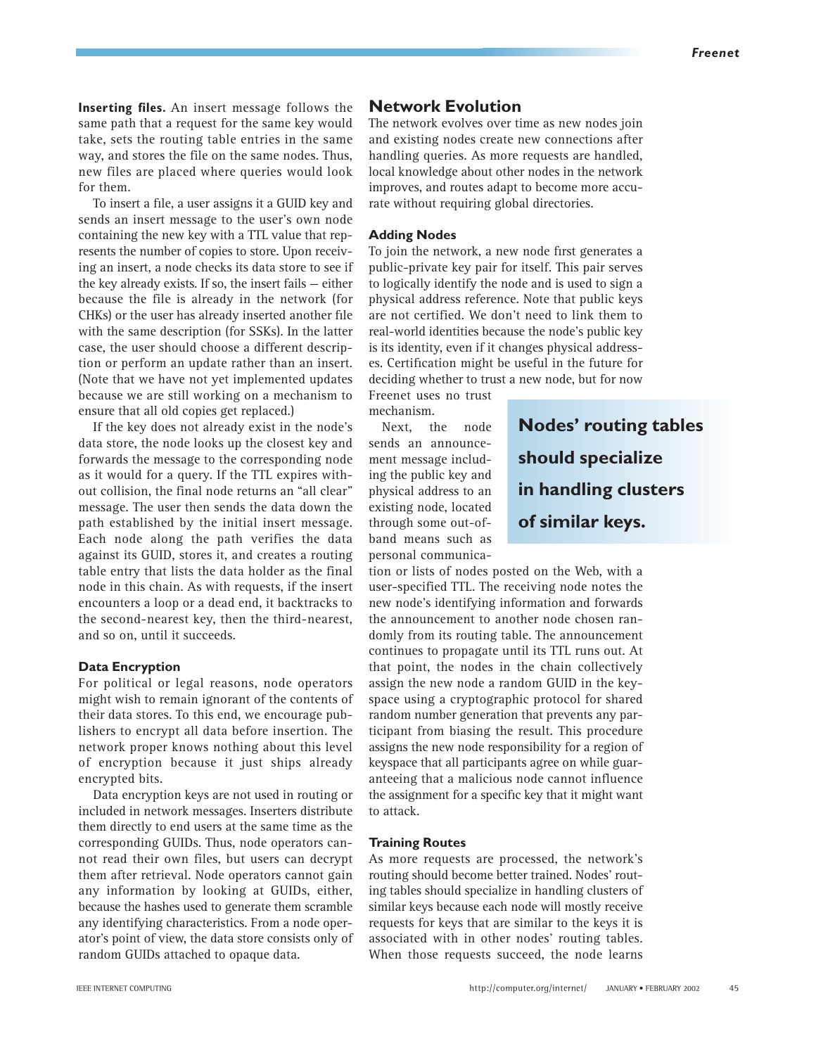**Inserting files.** An insert message follows the same path that a request for the same key would take, sets the routing table entries in the same way, and stores the file on the same nodes. Thus, new files are placed where queries would look for them.

To insert a file, a user assigns it a GUID key and sends an insert message to the user's own node containing the new key with a TTL value that represents the number of copies to store. Upon receiving an insert, a node checks its data store to see if the key already exists. If so, the insert fails — either because the file is already in the network (for CHKs) or the user has already inserted another file with the same description (for SSKs). In the latter case, the user should choose a different description or perform an update rather than an insert. (Note that we have not yet implemented updates because we are still working on a mechanism to ensure that all old copies get replaced.)

If the key does not already exist in the node's data store, the node looks up the closest key and forwards the message to the corresponding node as it would for a query. If the TTL expires without collision, the final node returns an "all clear" message. The user then sends the data down the path established by the initial insert message. Each node along the path verifies the data against its GUID, stores it, and creates a routing table entry that lists the data holder as the final node in this chain. As with requests, if the insert encounters a loop or a dead end, it backtracks to the second-nearest key, then the third-nearest, and so on, until it succeeds.

### Data Encryption

For political or legal reasons, node operators might wish to remain ignorant of the contents of their data stores. To this end, we encourage publishers to encrypt all data before insertion. The network proper knows nothing about this level of encryption because it just ships already encrypted bits.

Data encryption keys are not used in routing or included in network messages. Inserters distribute them directly to end users at the same time as the corresponding GUIDs. Thus, node operators cannot read their own files, but users can decrypt them after retrieval. Node operators cannot gain any information by looking at GUIDs, either, because the hashes used to generate them scramble any identifying characteristics. From a node operator's point of view, the data store consists only of random GUIDs attached to opaque data.

## Network Evolution

The network evolves over time as new nodes join and existing nodes create new connections after handling queries. As more requests are handled, local knowledge about other nodes in the network improves, and routes adapt to become more accurate without requiring global directories.

### Adding Nodes

To join the network, a new node first generates a public-private key pair for itself. This pair serves to logically identify the node and is used to sign a physical address reference. Note that public keys are not certified. We don't need to link them to real-world identities because the node's public key is its identity, even if it changes physical addresses. Certification might be useful in the future for deciding whether to trust a new node, but for now Freenet uses no trust mechanism.

Next, the node sends an announcement message including the public key and physical address to an existing node, located through some out-of-band means such as personal communication or lists of nodes posted on the Web, with a user-specified TTL. The receiving node notes the new node's identifying information and forwards the announcement to another node chosen randomly from its routing table. The announcement continues to propagate until its TTL runs out. At that point, the nodes in the chain collectively assign the new node a random GUID in the keyspace using a cryptographic protocol for shared random number generation that prevents any participant from biasing the result. This procedure assigns the new node responsibility for a region of keyspace that all participants agree on while guaranteeing that a malicious node cannot influence the assignment for a specific key that it might want to attack.

**Nodes' routing tables should specialize in handling clusters of similar keys.**

### Training Routes

As more requests are processed, the network's routing should become better trained. Nodes' routing tables should specialize in handling clusters of similar keys because each node will mostly receive requests for keys that are similar to the keys it is associated with in other nodes' routing tables. When those requests succeed, the node learns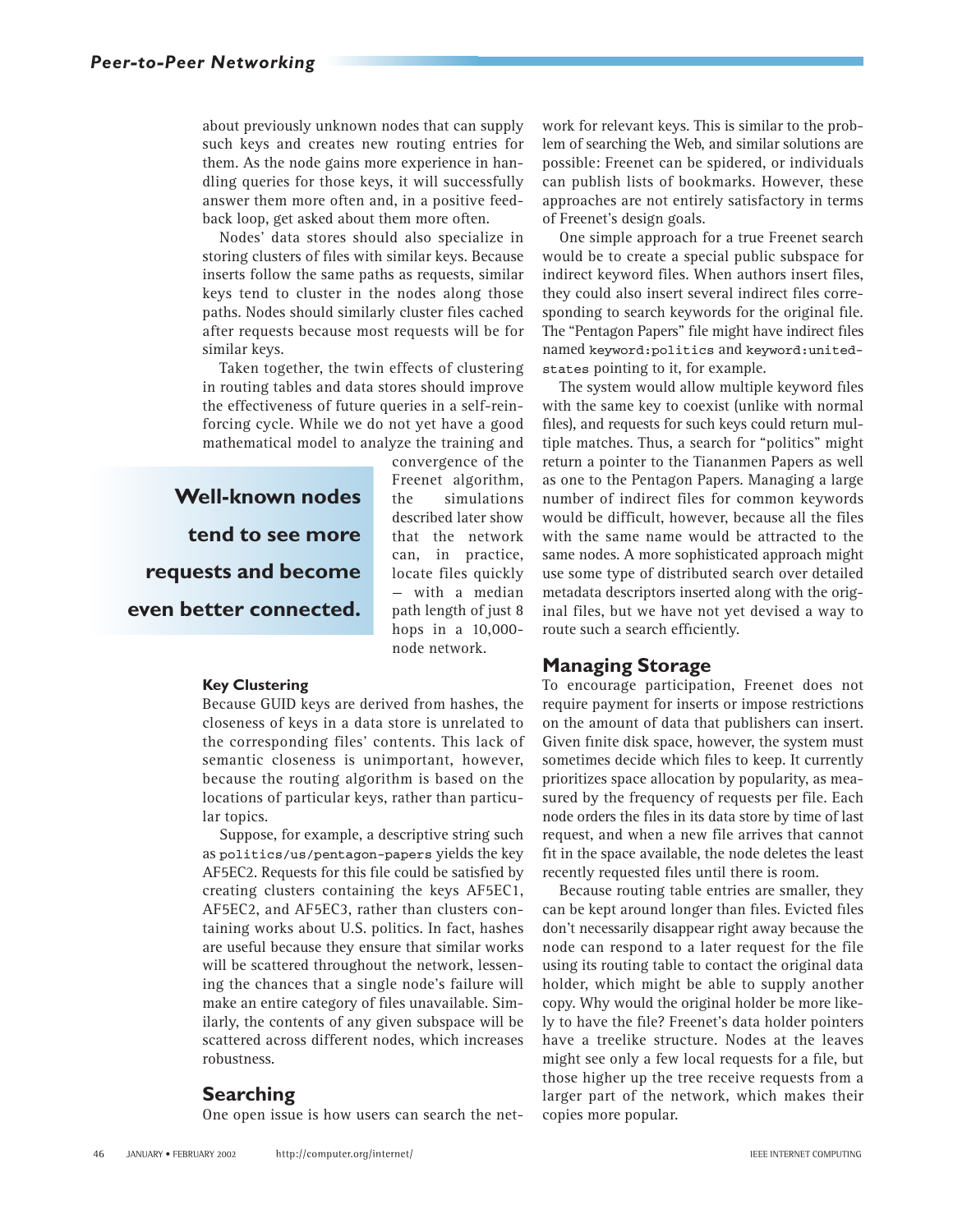about previously unknown nodes that can supply such keys and creates new routing entries for them. As the node gains more experience in handling queries for those keys, it will successfully answer them more often and, in a positive feedback loop, get asked about them more often.

Nodes' data stores should also specialize in storing clusters of files with similar keys. Because inserts follow the same paths as requests, similar keys tend to cluster in the nodes along those paths. Nodes should similarly cluster files cached after requests because most requests will be for similar keys.

Taken together, the twin effects of clustering in routing tables and data stores should improve the effectiveness of future queries in a self-reinforcing cycle. While we do not yet have a good mathematical model to analyze the training and convergence of the Freenet algorithm, the simulations described later show that the network can, in practice, locate files quickly — with a median path length of just 8 hops in a 10,000-node network.

**Well-known nodes tend to see more requests and become even better connected.**

### Key Clustering

Because GUID keys are derived from hashes, the closeness of keys in a data store is unrelated to the corresponding files' contents. This lack of semantic closeness is unimportant, however, because the routing algorithm is based on the locations of particular keys, rather than particular topics.

Suppose, for example, a descriptive string such as `politics/us/pentagon-papers` yields the key AF5EC2. Requests for this file could be satisfied by creating clusters containing the keys AF5EC1, AF5EC2, and AF5EC3, rather than clusters containing works about U.S. politics. In fact, hashes are useful because they ensure that similar works will be scattered throughout the network, lessening the chances that a single node's failure will make an entire category of files unavailable. Similarly, the contents of any given subspace will be scattered across different nodes, which increases robustness.

## Searching

One open issue is how users can search the network for relevant keys. This is similar to the problem of searching the Web, and similar solutions are possible: Freenet can be spidered, or individuals can publish lists of bookmarks. However, these approaches are not entirely satisfactory in terms of Freenet's design goals.

One simple approach for a true Freenet search would be to create a special public subspace for indirect keyword files. When authors insert files, they could also insert several indirect files corresponding to search keywords for the original file. The "Pentagon Papers" file might have indirect files named `keyword:politics` and `keyword:united-states` pointing to it, for example.

The system would allow multiple keyword files with the same key to coexist (unlike with normal files), and requests for such keys could return multiple matches. Thus, a search for "politics" might return a pointer to the Tiananmen Papers as well as one to the Pentagon Papers. Managing a large number of indirect files for common keywords would be difficult, however, because all the files with the same name would be attracted to the same nodes. A more sophisticated approach might use some type of distributed search over detailed metadata descriptors inserted along with the original files, but we have not yet devised a way to route such a search efficiently.

## Managing Storage

To encourage participation, Freenet does not require payment for inserts or impose restrictions on the amount of data that publishers can insert. Given finite disk space, however, the system must sometimes decide which files to keep. It currently prioritizes space allocation by popularity, as measured by the frequency of requests per file. Each node orders the files in its data store by time of last request, and when a new file arrives that cannot fit in the space available, the node deletes the least recently requested files until there is room.

Because routing table entries are smaller, they can be kept around longer than files. Evicted files don't necessarily disappear right away because the node can respond to a later request for the file using its routing table to contact the original data holder, which might be able to supply another copy. Why would the original holder be more likely to have the file? Freenet's data holder pointers have a treelike structure. Nodes at the leaves might see only a few local requests for a file, but those higher up the tree receive requests from a larger part of the network, which makes their copies more popular.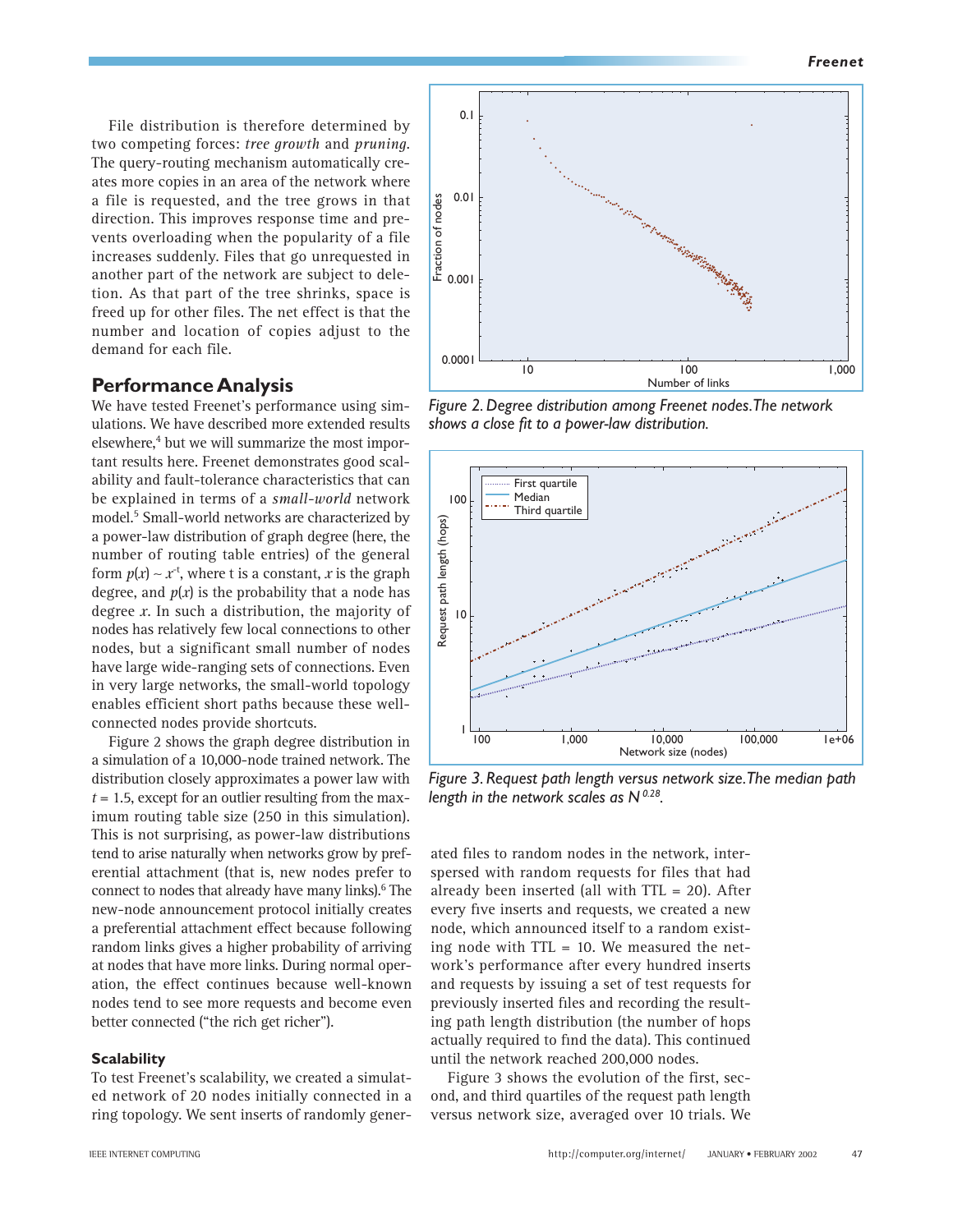File distribution is therefore determined by two competing forces: *tree growth* and *pruning*. The query-routing mechanism automatically creates more copies in an area of the network where a file is requested, and the tree grows in that direction. This improves response time and prevents overloading when the popularity of a file increases suddenly. Files that go unrequested in another part of the network are subject to deletion. As that part of the tree shrinks, space is freed up for other files. The net effect is that the number and location of copies adjust to the demand for each file.

## Performance Analysis

We have tested Freenet's performance using simulations. We have described more extended results elsewhere,[4] but we will summarize the most important results here. Freenet demonstrates good scalability and fault-tolerance characteristics that can be explained in terms of a *small-world* network model.[5] Small-world networks are characterized by a power-law distribution of graph degree (here, the number of routing table entries) of the general form $p(x) \sim x^{-t}$, where t is a constant, $x$ is the graph degree, and $p(x)$ is the probability that a node has degree $x$. In such a distribution, the majority of nodes has relatively few local connections to other nodes, but a significant number of nodes have large wide-ranging sets of connections. Even in very large networks, the small-world topology enables efficient short paths because these well-connected nodes provide shortcuts.

Figure 2 shows the graph degree distribution in a simulation of a 10,000-node trained network. The distribution closely approximates a power law with $t = 1.5$, except for an outlier resulting from the maximum routing table size (250 in this simulation). This is not surprising, as power-law distributions tend to arise naturally when networks grow by preferential attachment (that is, new nodes prefer to connect to nodes that already have many links).[6] The new-node announcement protocol initially creates a preferential attachment effect because following random links gives a higher probability of arriving at nodes that have more links. During normal operation, the effect continues because well-known nodes tend to see more requests and become even better connected ("the rich get richer").

*Figure 2. Degree distribution among Freenet nodes. The network shows a close fit to a power-law distribution.*

*Figure 3. Request path length versus network size. The median path length in the network scales as $N^{0.28}$.*

### Scalability

To test Freenet's scalability, we created a simulated network of 20 nodes initially connected in a ring topology. We sent inserts of randomly generated files to random nodes in the network, interspersed with random requests for files that had already been inserted (all with TTL = 20). After every five inserts and requests, we created a new node, which announced itself to a random existing node with TTL = 10. We measured the network's performance after every hundred inserts and requests by issuing a set of test requests for previously inserted files and recording the resulting path length distribution (the number of hops actually required to find the data). This continued until the network reached 200,000 nodes.

Figure 3 shows the evolution of the first, second, and third quartiles of the request path length versus network size, averaged over 10 trials. We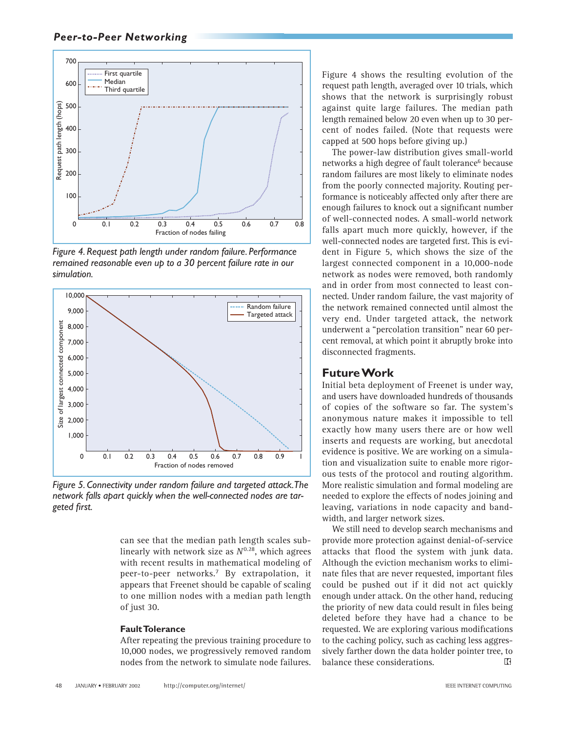Figure 4. Request path length under random failure. Performance remained reasonable even up to a 30 percent failure rate in our simulation.

Figure 5. Connectivity under random failure and targeted attack. The network falls apart quickly when the well-connected nodes are targeted first.

can see that the median path length scales sublinearly with network size as $N^{0.28}$, which agrees with recent results in mathematical modeling of peer-to-peer networks.[7] By extrapolation, it appears that Freenet should be capable of scaling to one million nodes with a median path length of just 30.

### Fault Tolerance

After repeating the previous training procedure to 10,000 nodes, we progressively removed random nodes from the network to simulate node failures. Figure 4 shows the resulting evolution of the request path length, averaged over 10 trials, which shows that the network is surprisingly robust against quite large failures. The median path length remained below 20 even when up to 30 percent of nodes failed. (Note that requests were capped at 500 hops before giving up.)

The power-law distribution gives small-world networks a high degree of fault tolerance[6] because random failures are most likely to eliminate nodes from the poorly connected majority. Routing performance is noticeably affected only after there are enough failures to knock out a significant number of well-connected nodes. A small-world network falls apart much more quickly, however, if the well-connected nodes are targeted first. This is evident in Figure 5, which shows the size of the largest connected component in a 10,000-node network as nodes were removed, both randomly and in order from most connected to least connected. Under random failure, the vast majority of the network remained connected until almost the very end. Under targeted attack, the network underwent a "percolation transition" near 60 percent removal, at which point it abruptly broke into disconnected fragments.

## Future Work

Initial beta deployment of Freenet is under way, and users have downloaded hundreds of thousands of copies of the software so far. The system's anonymous nature makes it impossible to tell exactly how many users there are or how well inserts and requests are working, but anecdotal evidence is positive. We are working on a simulation and visualization suite to enable more rigorous tests of the protocol and routing algorithm. More realistic simulation and formal modeling are needed to explore the effects of nodes joining and leaving, variations in node capacity and bandwidth, and larger network sizes.

We still need to develop search mechanisms and provide more protection against denial-of-service attacks that flood the system with junk data. Although the eviction mechanism works to eliminate files that are never requested, important files could be pushed out if it did not act quickly enough under attack. On the other hand, reducing the priority of new data could result in files being deleted before they have had a chance to be requested. We are exploring various modifications to the caching policy, such as caching less aggressively farther down the data holder pointer tree, to balance these considerations.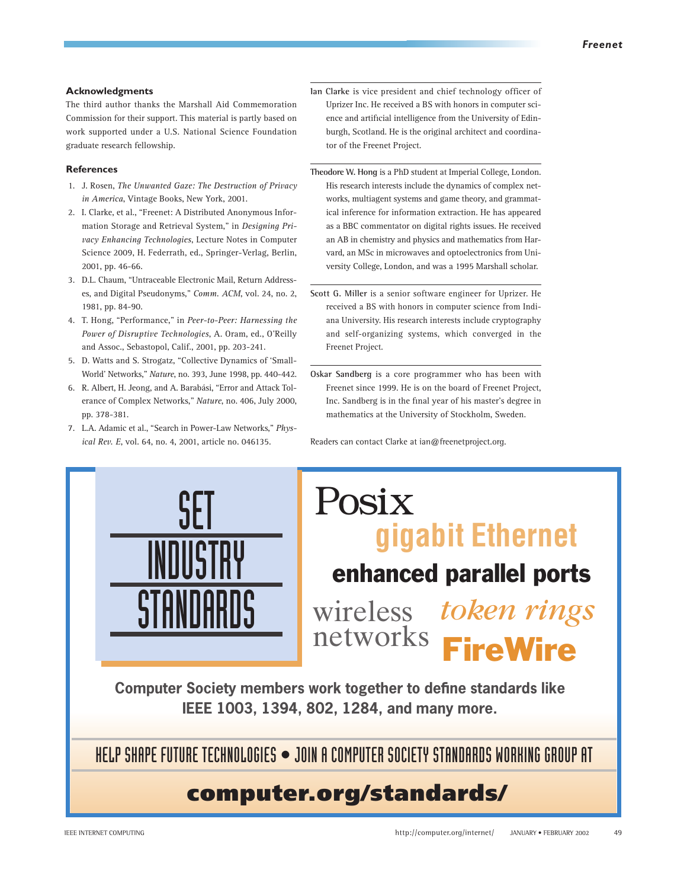### Acknowledgments

The third author thanks the Marshall Aid Commemoration Commission for their support. This material is partly based on work supported under a U.S. National Science Foundation graduate research fellowship.

### References

1. J. Rosen, *The Unwanted Gaze: The Destruction of Privacy in America*, Vintage Books, New York, 2001.
2. I. Clarke, et al., "Freenet: A Distributed Anonymous Information Storage and Retrieval System," in *Designing Privacy Enhancing Technologies*, Lecture Notes in Computer Science 2009, H. Federrath, ed., Springer-Verlag, Berlin, 2001, pp. 46-66.
3. D.L. Chaum, "Untraceable Electronic Mail, Return Addresses, and Digital Pseudonyms," *Comm. ACM*, vol. 24, no. 2, 1981, pp. 84-90.
4. T. Hong, "Performance," in *Peer-to-Peer: Harnessing the Power of Disruptive Technologies*, A. Oram, ed., O'Reilly and Assoc., Sebastopol, Calif., 2001, pp. 203-241.
5. D. Watts and S. Strogatz, "Collective Dynamics of 'Small-World' Networks," *Nature*, no. 393, June 1998, pp. 440-442.
6. R. Albert, H. Jeong, and A. Barabási, "Error and Attack Tolerance of Complex Networks," *Nature*, no. 406, July 2000, pp. 378-381.
7. L.A. Adamic et al., "Search in Power-Law Networks," *Physical Rev. E*, vol. 64, no. 4, 2001, article no. 046135.

**Ian Clarke** is vice president and chief technology officer of Uprizer Inc. He received a BS with honors in computer science and artificial intelligence from the University of Edinburgh, Scotland. He is the original architect and coordinator of the Freenet Project.

**Theodore W. Hong** is a PhD student at Imperial College, London. His research interests include the dynamics of complex networks, multiagent systems and game theory, and grammatical inference for information extraction. He has appeared as a BBC commentator on digital rights issues. He received an AB in chemistry and physics and mathematics from Harvard, an MSc in microwaves and optoelectronics from University College, London, and was a 1995 Marshall scholar.

**Scott G. Miller** is a senior software engineer for Uprizer. He received a BS with honors in computer science from Indiana University. His research interests include cryptography and self-organizing systems, which converged in the Freenet Project.

**Oskar Sandberg** is a core programmer who has been with Freenet since 1999. He is on the board of Freenet Project, Inc. Sandberg is in the final year of his master's degree in mathematics at the University of Stockholm, Sweden.

Readers can contact Clarke at ian@freenetproject.org.

SET INDUSTRY STANDARDS

Posix gigabit Ethernet enhanced parallel ports wireless networks token rings FireWire

**Computer Society members work together to define standards like IEEE 1003, 1394, 802, 1284, and many more.**

HELP SHAPE FUTURE TECHNOLOGIES • JOIN A COMPUTER SOCIETY STANDARDS WORKING GROUP AT

**computer.org/standards/**